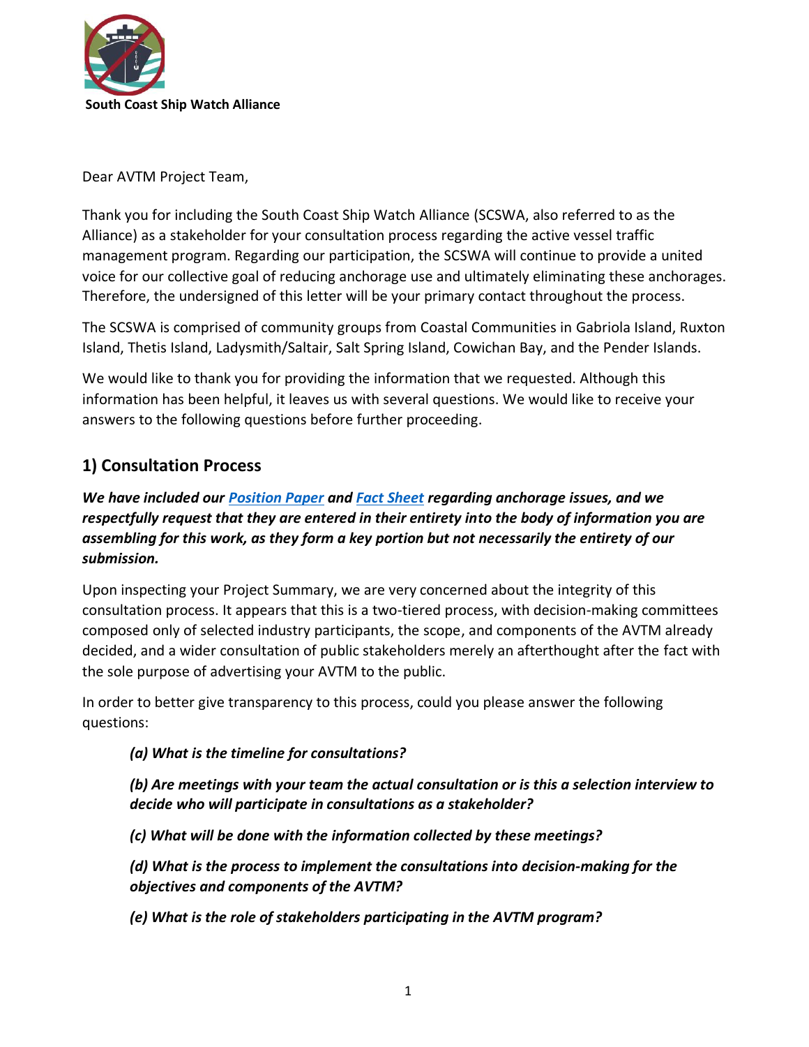South Coast Ship Watch Alliance

Dear AVTM Project Team,

Thank you for including the South Coast Ship Watch Alliance (SCSWA, also referred to as the Alliance) as a stakeholder for your consultation process regarding the active vessel traffic management program. Regarding our participation, the SCSWA will continue to provide a united voice for our collective goal of reducing anchorage use and ultimately eliminating these anchorages. Therefore, the undersigned of this letter will be your primary contact throughout the process.

The SCSWA is comprised of community groups from Coastal Communities in Gabriola Island, Ruxton Island, Thetis Island, Ladysmith/Saltair, Salt Spring Island, Cowichan Bay, and the Pender Islands.

We would like to thank you for providing the information that we requested. Although this information has been helpful, it leaves us with several questions. We would like to receive your answers to the following questions before further proceeding.

## 1) Consultation Process

***We have included our Position Paper and Fact Sheet regarding anchorage issues, and we respectfully request that they are entered in their entirety into the body of information you are assembling for this work, as they form a key portion but not necessarily the entirety of our submission.***

Upon inspecting your Project Summary, we are very concerned about the integrity of this consultation process. It appears that this is a two-tiered process, with decision-making committees composed only of selected industry participants, the scope, and components of the AVTM already decided, and a wider consultation of public stakeholders merely an afterthought after the fact with the sole purpose of advertising your AVTM to the public.

In order to better give transparency to this process, could you please answer the following questions:

> ***(a) What is the timeline for consultations?***
>
> ***(b) Are meetings with your team the actual consultation or is this a selection interview to decide who will participate in consultations as a stakeholder?***
>
> ***(c) What will be done with the information collected by these meetings?***
>
> ***(d) What is the process to implement the consultations into decision-making for the objectives and components of the AVTM?***
>
> ***(e) What is the role of stakeholders participating in the AVTM program?***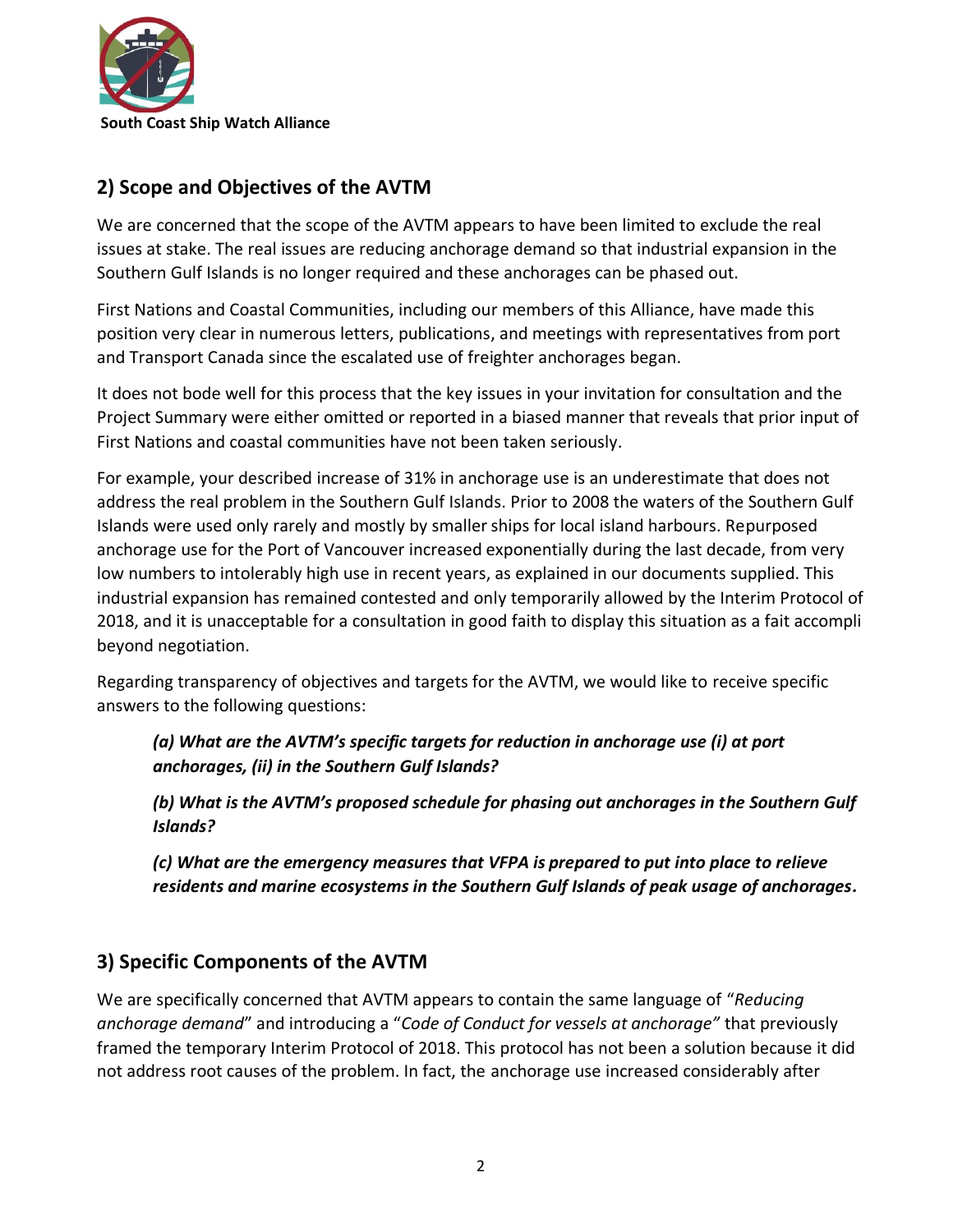South Coast Ship Watch Alliance

## 2) Scope and Objectives of the AVTM

We are concerned that the scope of the AVTM appears to have been limited to exclude the real issues at stake. The real issues are reducing anchorage demand so that industrial expansion in the Southern Gulf Islands is no longer required and these anchorages can be phased out.

First Nations and Coastal Communities, including our members of this Alliance, have made this position very clear in numerous letters, publications, and meetings with representatives from port and Transport Canada since the escalated use of freighter anchorages began.

It does not bode well for this process that the key issues in your invitation for consultation and the Project Summary were either omitted or reported in a biased manner that reveals that prior input of First Nations and coastal communities have not been taken seriously.

For example, your described increase of 31% in anchorage use is an underestimate that does not address the real problem in the Southern Gulf Islands. Prior to 2008 the waters of the Southern Gulf Islands were used only rarely and mostly by smaller ships for local island harbours. Repurposed anchorage use for the Port of Vancouver increased exponentially during the last decade, from very low numbers to intolerably high use in recent years, as explained in our documents supplied. This industrial expansion has remained contested and only temporarily allowed by the Interim Protocol of 2018, and it is unacceptable for a consultation in good faith to display this situation as a fait accompli beyond negotiation.

Regarding transparency of objectives and targets for the AVTM, we would like to receive specific answers to the following questions:

> ***(a) What are the AVTM's specific targets for reduction in anchorage use (i) at port anchorages, (ii) in the Southern Gulf Islands?***
>
> ***(b) What is the AVTM's proposed schedule for phasing out anchorages in the Southern Gulf Islands?***
>
> ***(c) What are the emergency measures that VFPA is prepared to put into place to relieve residents and marine ecosystems in the Southern Gulf Islands of peak usage of anchorages.***

## 3) Specific Components of the AVTM

We are specifically concerned that AVTM appears to contain the same language of "*Reducing anchorage demand*" and introducing a "*Code of Conduct for vessels at anchorage"* that previously framed the temporary Interim Protocol of 2018. This protocol has not been a solution because it did not address root causes of the problem. In fact, the anchorage use increased considerably after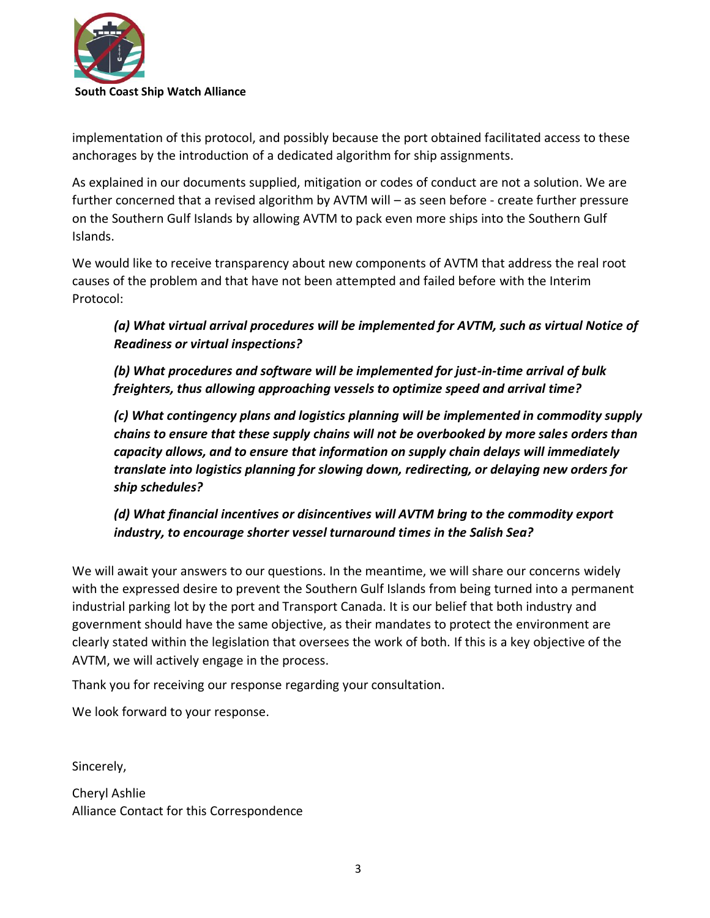implementation of this protocol, and possibly because the port obtained facilitated access to these anchorages by the introduction of a dedicated algorithm for ship assignments.

As explained in our documents supplied, mitigation or codes of conduct are not a solution. We are further concerned that a revised algorithm by AVTM will – as seen before - create further pressure on the Southern Gulf Islands by allowing AVTM to pack even more ships into the Southern Gulf Islands.

We would like to receive transparency about new components of AVTM that address the real root causes of the problem and that have not been attempted and failed before with the Interim Protocol:

> ***(a) What virtual arrival procedures will be implemented for AVTM, such as virtual Notice of Readiness or virtual inspections?***
>
> ***(b) What procedures and software will be implemented for just-in-time arrival of bulk freighters, thus allowing approaching vessels to optimize speed and arrival time?***
>
> ***(c) What contingency plans and logistics planning will be implemented in commodity supply chains to ensure that these supply chains will not be overbooked by more sales orders than capacity allows, and to ensure that information on supply chain delays will immediately translate into logistics planning for slowing down, redirecting, or delaying new orders for ship schedules?***
>
> ***(d) What financial incentives or disincentives will AVTM bring to the commodity export industry, to encourage shorter vessel turnaround times in the Salish Sea?***

We will await your answers to our questions. In the meantime, we will share our concerns widely with the expressed desire to prevent the Southern Gulf Islands from being turned into a permanent industrial parking lot by the port and Transport Canada. It is our belief that both industry and government should have the same objective, as their mandates to protect the environment are clearly stated within the legislation that oversees the work of both. If this is a key objective of the AVTM, we will actively engage in the process.

Thank you for receiving our response regarding your consultation.

We look forward to your response.

Sincerely,

Cheryl Ashlie
Alliance Contact for this Correspondence